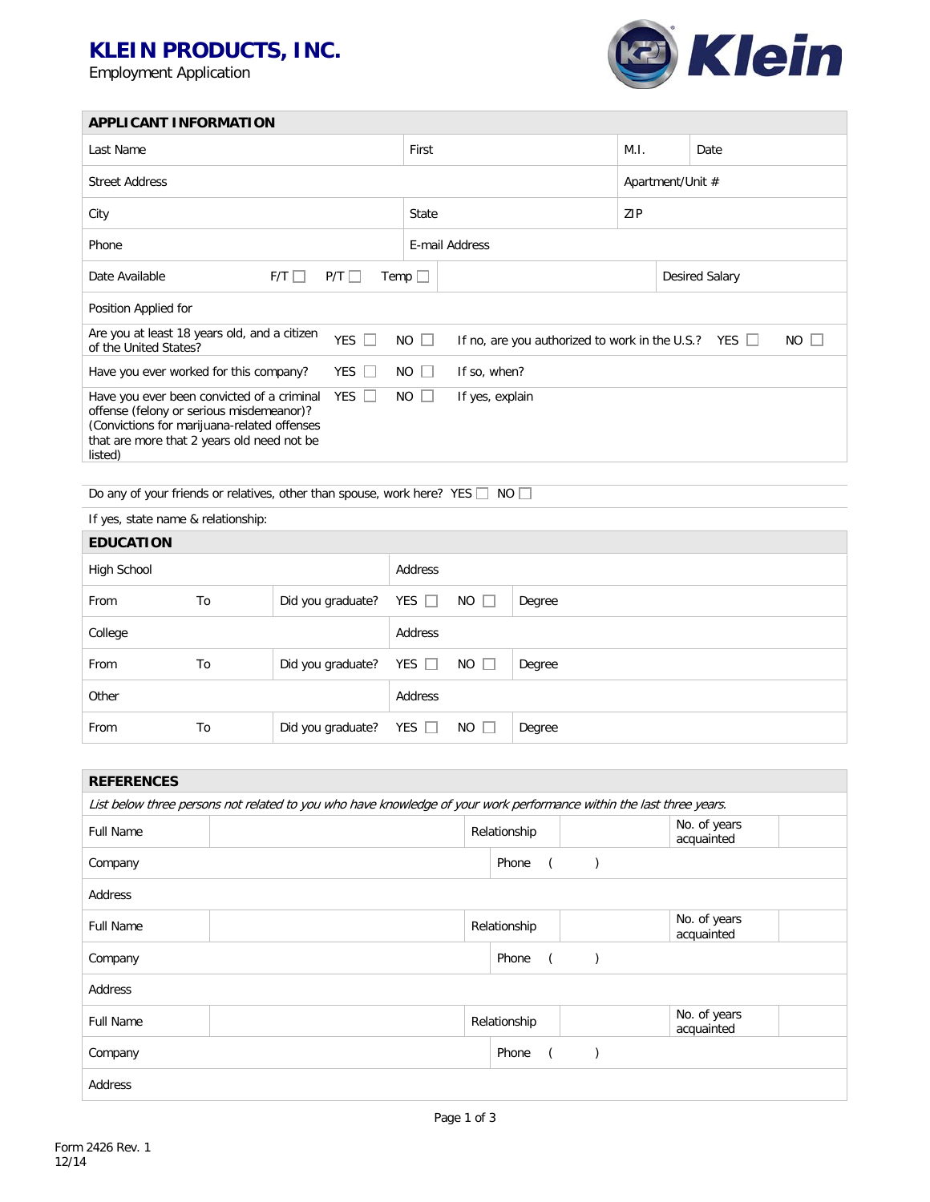# KLEIN PRODUCTS, INC.

Employment Application

## APPLICANT INFORMATION

| Last Name | First | M.I. | Date |
|---|---|---|---|
| Street Address | | Apartment/Unit # | |
| City | State | ZIP | |
| Phone | E-mail Address | | |
| Date Available F/T ☐ P/T ☐ Temp ☐ | | Desired Salary | |
| Position Applied for | | | |

| | | | | | |
|---|---|---|---|---|---|
| Are you at least 18 years old, and a citizen of the United States? | YES ☐ | NO ☐ | If no, are you authorized to work in the U.S.? | YES ☐ | NO ☐ |
| Have you ever worked for this company? | YES ☐ | NO ☐ | If so, when? | | |
| Have you ever been convicted of a criminal offense (felony or serious misdemeanor)? (Convictions for marijuana-related offenses that are more than 2 years old need not be listed) | YES ☐ | NO ☐ | If yes, explain | | |

Do any of your friends or relatives, other than spouse, work here? YES ☐ NO ☐

If yes, state name & relationship:

## EDUCATION

| | | | | | |
|---|---|---|---|---|---|
| High School | | Address | | | |
| From | To | Did you graduate? | YES ☐ | NO ☐ | Degree |
| College | | Address | | | |
| From | To | Did you graduate? | YES ☐ | NO ☐ | Degree |
| Other | | Address | | | |
| From | To | Did you graduate? | YES ☐ | NO ☐ | Degree |

## REFERENCES

*List below three persons not related to you who have knowledge of your work performance within the last three years.*

| | | | | | |
|---|---|---|---|---|---|
| Full Name | | Relationship | | No. of years acquainted | |
| Company | | Phone ( ) | | | |
| Address | | | | | |
| Full Name | | Relationship | | No. of years acquainted | |
| Company | | Phone ( ) | | | |
| Address | | | | | |
| Full Name | | Relationship | | No. of years acquainted | |
| Company | | Phone ( ) | | | |
| Address | | | | | |

Form 2426 Rev. 1
12/14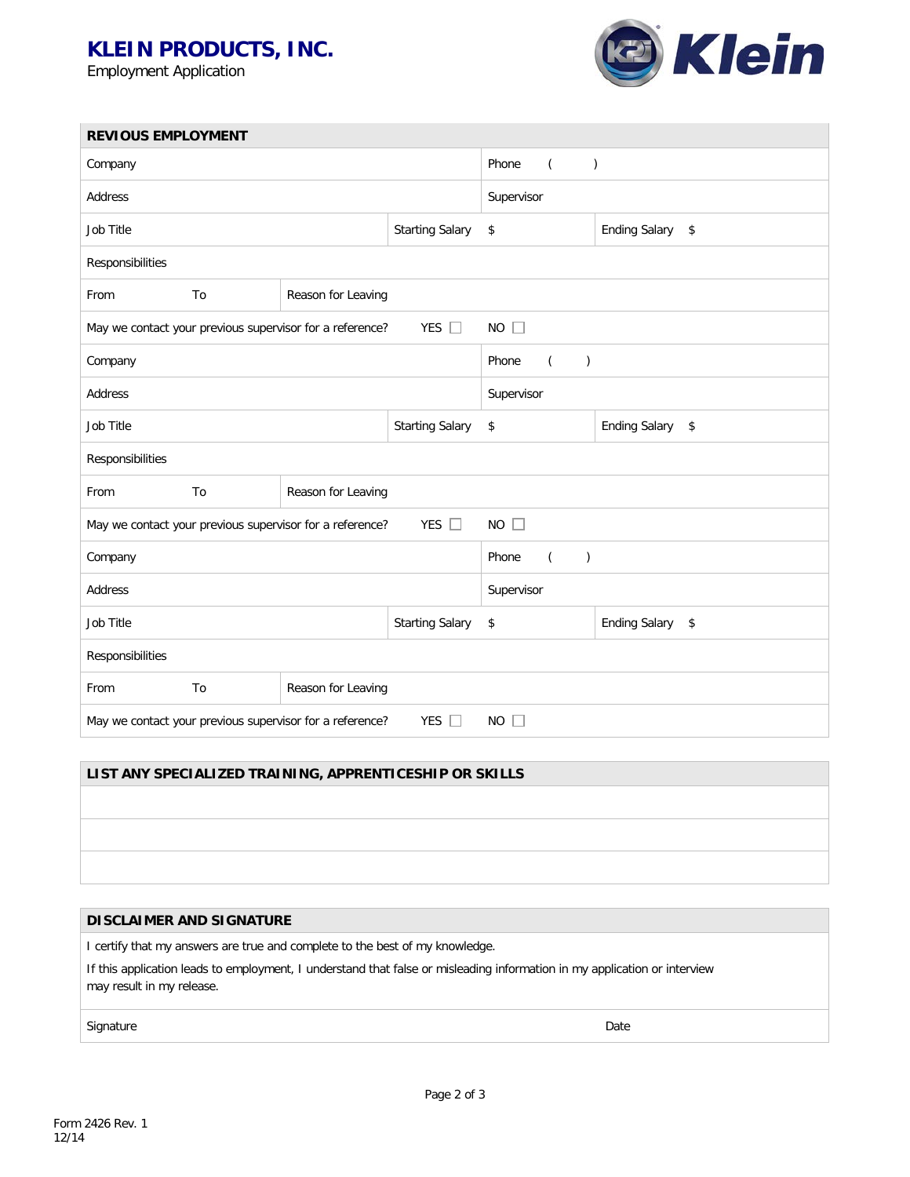# KLEIN PRODUCTS, INC.

Employment Application

## REVIOUS EMPLOYMENT

| Company | | | Phone ( ) | |
|---|---|---|---|---|
| Address | | | Supervisor | |
| Job Title | | Starting Salary | $ | Ending Salary $ |
| Responsibilities | | | | |
| From To | Reason for Leaving | | | |
| May we contact your previous supervisor for a reference? | | YES ☐ | NO ☐ | |
| Company | | | Phone ( ) | |
| Address | | | Supervisor | |
| Job Title | | Starting Salary | $ | Ending Salary $ |
| Responsibilities | | | | |
| From To | Reason for Leaving | | | |
| May we contact your previous supervisor for a reference? | | YES ☐ | NO ☐ | |
| Company | | | Phone ( ) | |
| Address | | | Supervisor | |
| Job Title | | Starting Salary | $ | Ending Salary $ |
| Responsibilities | | | | |
| From To | Reason for Leaving | | | |
| May we contact your previous supervisor for a reference? | | YES ☐ | NO ☐ | |

## LIST ANY SPECIALIZED TRAINING, APPRENTICESHIP OR SKILLS

| |
|---|
| |
| |
| |

## DISCLAIMER AND SIGNATURE

I certify that my answers are true and complete to the best of my knowledge.

If this application leads to employment, I understand that false or misleading information in my application or interview may result in my release.

| Signature | Date |
|---|---|

Form 2426 Rev. 1
12/14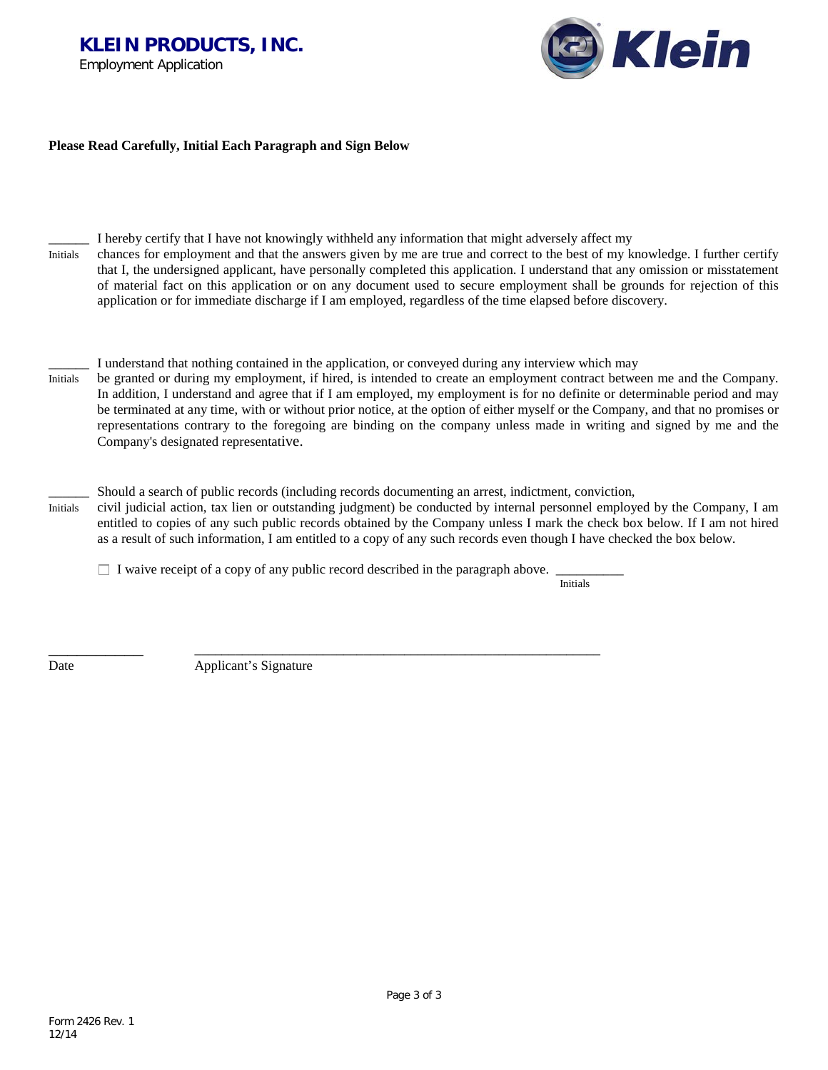**KLEIN PRODUCTS, INC.**
Employment Application

**Please Read Carefully, Initial Each Paragraph and Sign Below**

______ I hereby certify that I have not knowingly withheld any information that might adversely affect my chances for employment and that the answers given by me are true and correct to the best of my knowledge. I further certify that I, the undersigned applicant, have personally completed this application. I understand that any omission or misstatement of material fact on this application or on any document used to secure employment shall be grounds for rejection of this application or for immediate discharge if I am employed, regardless of the time elapsed before discovery.
Initials

______ I understand that nothing contained in the application, or conveyed during any interview which may be granted or during my employment, if hired, is intended to create an employment contract between me and the Company. In addition, I understand and agree that if I am employed, my employment is for no definite or determinable period and may be terminated at any time, with or without prior notice, at the option of either myself or the Company, and that no promises or representations contrary to the foregoing are binding on the company unless made in writing and signed by me and the Company's designated representative.
Initials

______ Should a search of public records (including records documenting an arrest, indictment, conviction, civil judicial action, tax lien or outstanding judgment) be conducted by internal personnel employed by the Company, I am entitled to copies of any such public records obtained by the Company unless I mark the check box below. If I am not hired as a result of such information, I am entitled to a copy of any such records even though I have checked the box below.
Initials

☐ I waive receipt of a copy of any public record described in the paragraph above. __________
Initials

______________ ________________________________________________________________
Date Applicant's Signature

Form 2426 Rev. 1
12/14